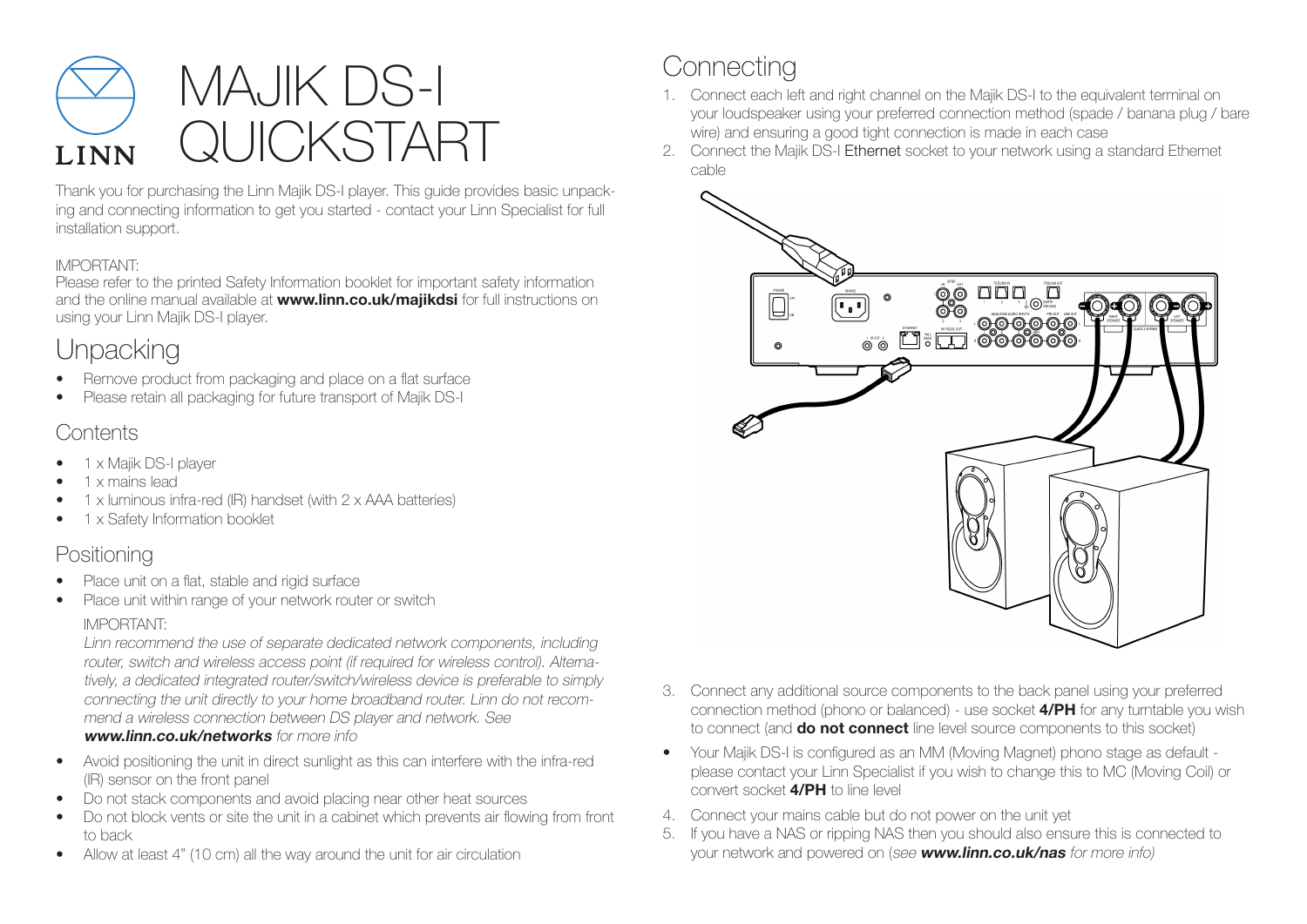# MAJIK DS-I QUICKSTART

Thank you for purchasing the Linn Majik DS-I player. This guide provides basic unpacking and connecting information to get you started - contact your Linn Specialist for full installation support.

IMPORTANT:
Please refer to the printed Safety Information booklet for important safety information and the online manual available at **www.linn.co.uk/majikdsi** for full instructions on using your Linn Majik DS-I player.

## Unpacking

- Remove product from packaging and place on a flat surface
- Please retain all packaging for future transport of Majik DS-I

### Contents

- 1 x Majik DS-I player
- 1 x mains lead
- 1 x luminous infra-red (IR) handset (with 2 x AAA batteries)
- 1 x Safety Information booklet

### Positioning

- Place unit on a flat, stable and rigid surface
- Place unit within range of your network router or switch

  IMPORTANT:
  *Linn recommend the use of separate dedicated network components, including router, switch and wireless access point (if required for wireless control). Alternatively, a dedicated integrated router/switch/wireless device is preferable to simply connecting the unit directly to your home broadband router. Linn do not recommend a wireless connection between DS player and network. See **www.linn.co.uk/networks** for more info*

- Avoid positioning the unit in direct sunlight as this can interfere with the infra-red (IR) sensor on the front panel
- Do not stack components and avoid placing near other heat sources
- Do not block vents or site the unit in a cabinet which prevents air flowing from front to back
- Allow at least 4" (10 cm) all the way around the unit for air circulation

## Connecting

1. Connect each left and right channel on the Majik DS-I to the equivalent terminal on your loudspeaker using your preferred connection method (spade / banana plug / bare wire) and ensuring a good tight connection is made in each case
2. Connect the Majik DS-I Ethernet socket to your network using a standard Ethernet cable
3. Connect any additional source components to the back panel using your preferred connection method (phono or balanced) - use socket **4/PH** for any turntable you wish to connect (and **do not connect** line level source components to this socket)

- Your Majik DS-I is configured as an MM (Moving Magnet) phono stage as default - please contact your Linn Specialist if you wish to change this to MC (Moving Coil) or convert socket **4/PH** to line level

4. Connect your mains cable but do not power on the unit yet
5. If you have a NAS or ripping NAS then you should also ensure this is connected to your network and powered on (*see **www.linn.co.uk/nas** for more info)*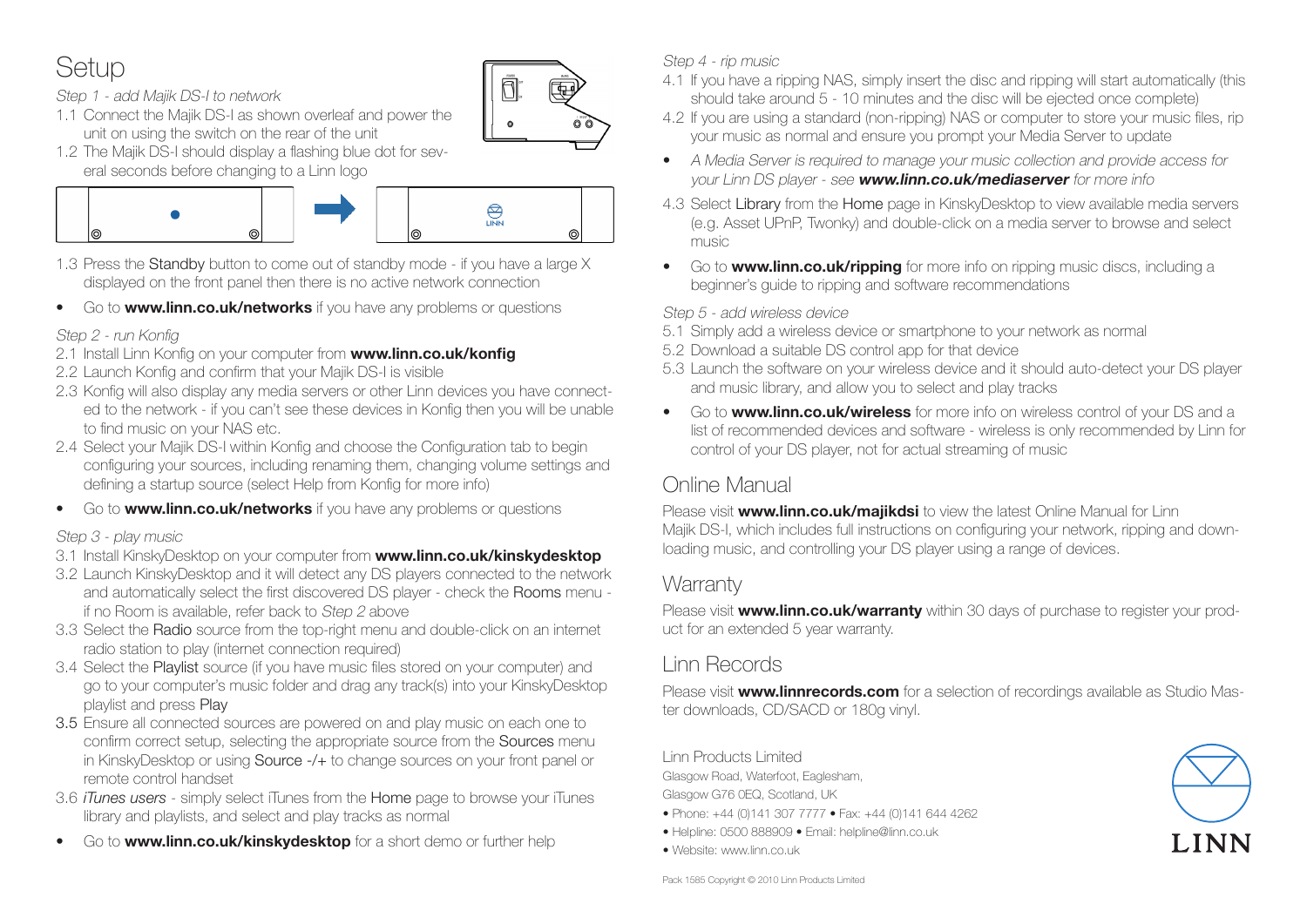# Setup

*Step 1 - add Majik DS-I to network*

1.1 Connect the Majik DS-I as shown overleaf and power the unit on using the switch on the rear of the unit

1.2 The Majik DS-I should display a flashing blue dot for several seconds before changing to a Linn logo

1.3 Press the Standby button to come out of standby mode - if you have a large X displayed on the front panel then there is no active network connection

- Go to **www.linn.co.uk/networks** if you have any problems or questions

*Step 2 - run Konfig*

2.1 Install Linn Konfig on your computer from **www.linn.co.uk/konfig**

2.2 Launch Konfig and confirm that your Majik DS-I is visible

2.3 Konfig will also display any media servers or other Linn devices you have connected to the network - if you can't see these devices in Konfig then you will be unable to find music on your NAS etc.

2.4 Select your Majik DS-I within Konfig and choose the Configuration tab to begin configuring your sources, including renaming them, changing volume settings and defining a startup source (select Help from Konfig for more info)

- Go to **www.linn.co.uk/networks** if you have any problems or questions

*Step 3 - play music*

3.1 Install KinskyDesktop on your computer from **www.linn.co.uk/kinskydesktop**

3.2 Launch KinskyDesktop and it will detect any DS players connected to the network and automatically select the first discovered DS player - check the Rooms menu - if no Room is available, refer back to *Step 2* above

3.3 Select the Radio source from the top-right menu and double-click on an internet radio station to play (internet connection required)

3.4 Select the Playlist source (if you have music files stored on your computer) and go to your computer's music folder and drag any track(s) into your KinskyDesktop playlist and press Play

3.5 Ensure all connected sources are powered on and play music on each one to confirm correct setup, selecting the appropriate source from the Sources menu in KinskyDesktop or using Source -/+ to change sources on your front panel or remote control handset

3.6 *iTunes users* - simply select iTunes from the Home page to browse your iTunes library and playlists, and select and play tracks as normal

- Go to **www.linn.co.uk/kinskydesktop** for a short demo or further help

*Step 4 - rip music*

4.1 If you have a ripping NAS, simply insert the disc and ripping will start automatically (this should take around 5 - 10 minutes and the disc will be ejected once complete)

4.2 If you are using a standard (non-ripping) NAS or computer to store your music files, rip your music as normal and ensure you prompt your Media Server to update

- *A Media Server is required to manage your music collection and provide access for your Linn DS player - see* ***www.linn.co.uk/mediaserver*** *for more info*

4.3 Select Library from the Home page in KinskyDesktop to view available media servers (e.g. Asset UPnP, Twonky) and double-click on a media server to browse and select music

- Go to **www.linn.co.uk/ripping** for more info on ripping music discs, including a beginner's guide to ripping and software recommendations

*Step 5 - add wireless device*

5.1 Simply add a wireless device or smartphone to your network as normal

5.2 Download a suitable DS control app for that device

5.3 Launch the software on your wireless device and it should auto-detect your DS player and music library, and allow you to select and play tracks

- Go to **www.linn.co.uk/wireless** for more info on wireless control of your DS and a list of recommended devices and software - wireless is only recommended by Linn for control of your DS player, not for actual streaming of music

# Online Manual

Please visit **www.linn.co.uk/majikdsi** to view the latest Online Manual for Linn Majik DS-I, which includes full instructions on configuring your network, ripping and downloading music, and controlling your DS player using a range of devices.

# Warranty

Please visit **www.linn.co.uk/warranty** within 30 days of purchase to register your product for an extended 5 year warranty.

# Linn Records

Please visit **www.linnrecords.com** for a selection of recordings available as Studio Master downloads, CD/SACD or 180g vinyl.

Linn Products Limited

Glasgow Road, Waterfoot, Eaglesham,

Glasgow G76 0EQ, Scotland, UK

- Phone: +44 (0)141 307 7777 • Fax: +44 (0)141 644 4262
- Helpline: 0500 888909 • Email: helpline@linn.co.uk
- Website: www.linn.co.uk

LINN

Pack 1585 Copyright © 2010 Linn Products Limited